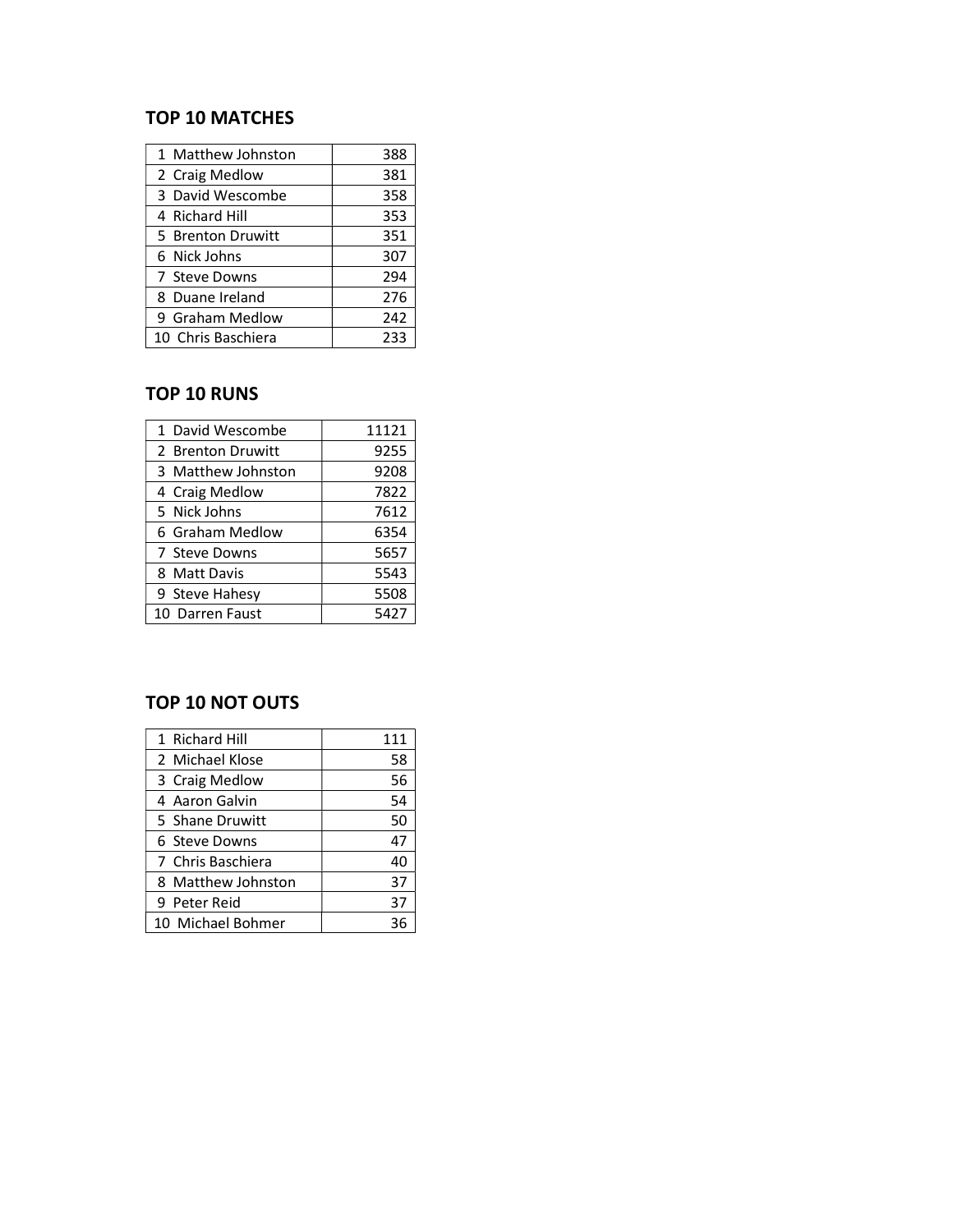## TOP 10 MATCHES

| | |
|---|---|
| 1 Matthew Johnston | 388 |
| 2 Craig Medlow | 381 |
| 3 David Wescombe | 358 |
| 4 Richard Hill | 353 |
| 5 Brenton Druwitt | 351 |
| 6 Nick Johns | 307 |
| 7 Steve Downs | 294 |
| 8 Duane Ireland | 276 |
| 9 Graham Medlow | 242 |
| 10 Chris Baschiera | 233 |

## TOP 10 RUNS

| | |
|---|---|
| 1 David Wescombe | 11121 |
| 2 Brenton Druwitt | 9255 |
| 3 Matthew Johnston | 9208 |
| 4 Craig Medlow | 7822 |
| 5 Nick Johns | 7612 |
| 6 Graham Medlow | 6354 |
| 7 Steve Downs | 5657 |
| 8 Matt Davis | 5543 |
| 9 Steve Hahesy | 5508 |
| 10 Darren Faust | 5427 |

## TOP 10 NOT OUTS

| | |
|---|---|
| 1 Richard Hill | 111 |
| 2 Michael Klose | 58 |
| 3 Craig Medlow | 56 |
| 4 Aaron Galvin | 54 |
| 5 Shane Druwitt | 50 |
| 6 Steve Downs | 47 |
| 7 Chris Baschiera | 40 |
| 8 Matthew Johnston | 37 |
| 9 Peter Reid | 37 |
| 10 Michael Bohmer | 36 |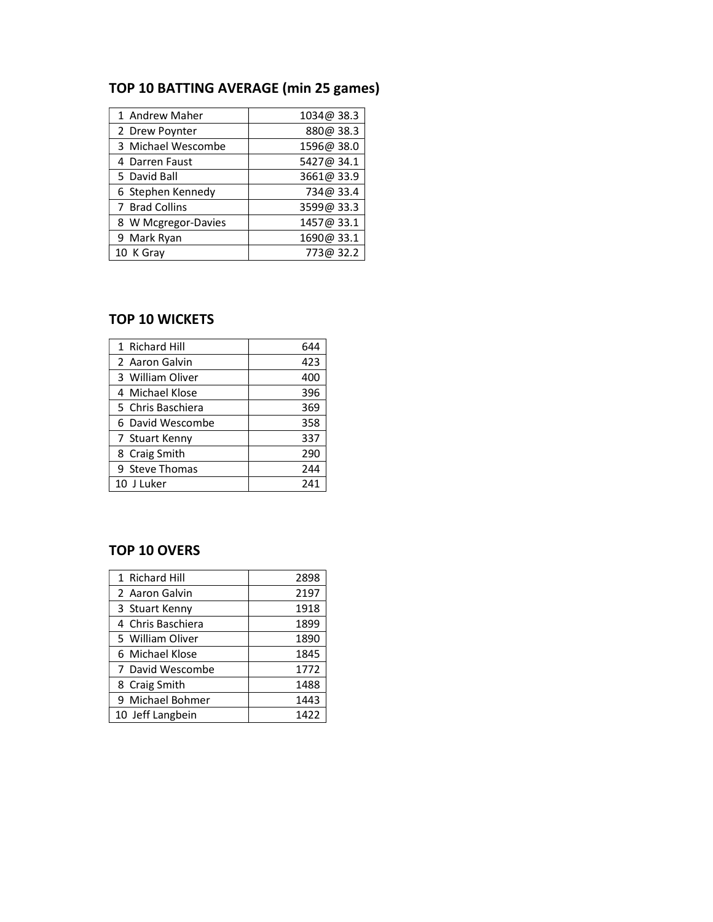## TOP 10 BATTING AVERAGE (min 25 games)

| | |
|---|---|
| 1 Andrew Maher | 1034@ 38.3 |
| 2 Drew Poynter | 880@ 38.3 |
| 3 Michael Wescombe | 1596@ 38.0 |
| 4 Darren Faust | 5427@ 34.1 |
| 5 David Ball | 3661@ 33.9 |
| 6 Stephen Kennedy | 734@ 33.4 |
| 7 Brad Collins | 3599@ 33.3 |
| 8 W Mcgregor-Davies | 1457@ 33.1 |
| 9 Mark Ryan | 1690@ 33.1 |
| 10 K Gray | 773@ 32.2 |

## TOP 10 WICKETS

| | |
|---|---|
| 1 Richard Hill | 644 |
| 2 Aaron Galvin | 423 |
| 3 William Oliver | 400 |
| 4 Michael Klose | 396 |
| 5 Chris Baschiera | 369 |
| 6 David Wescombe | 358 |
| 7 Stuart Kenny | 337 |
| 8 Craig Smith | 290 |
| 9 Steve Thomas | 244 |
| 10 J Luker | 241 |

## TOP 10 OVERS

| | |
|---|---|
| 1 Richard Hill | 2898 |
| 2 Aaron Galvin | 2197 |
| 3 Stuart Kenny | 1918 |
| 4 Chris Baschiera | 1899 |
| 5 William Oliver | 1890 |
| 6 Michael Klose | 1845 |
| 7 David Wescombe | 1772 |
| 8 Craig Smith | 1488 |
| 9 Michael Bohmer | 1443 |
| 10 Jeff Langbein | 1422 |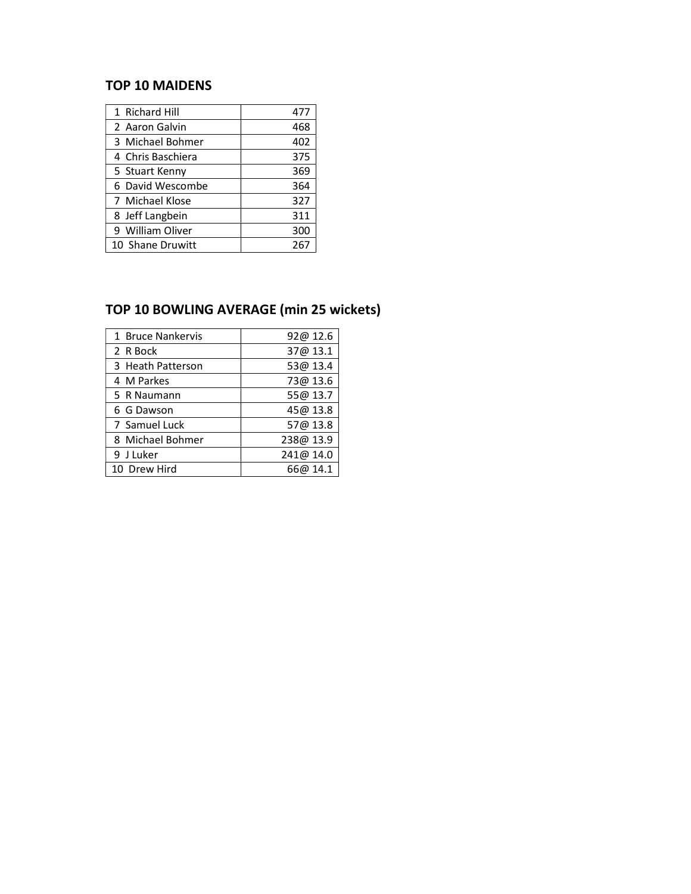### TOP 10 MAIDENS

| | |
|---|---|
| 1 Richard Hill | 477 |
| 2 Aaron Galvin | 468 |
| 3 Michael Bohmer | 402 |
| 4 Chris Baschiera | 375 |
| 5 Stuart Kenny | 369 |
| 6 David Wescombe | 364 |
| 7 Michael Klose | 327 |
| 8 Jeff Langbein | 311 |
| 9 William Oliver | 300 |
| 10 Shane Druwitt | 267 |

### TOP 10 BOWLING AVERAGE (min 25 wickets)

| | |
|---|---|
| 1 Bruce Nankervis | 92@ 12.6 |
| 2 R Bock | 37@ 13.1 |
| 3 Heath Patterson | 53@ 13.4 |
| 4 M Parkes | 73@ 13.6 |
| 5 R Naumann | 55@ 13.7 |
| 6 G Dawson | 45@ 13.8 |
| 7 Samuel Luck | 57@ 13.8 |
| 8 Michael Bohmer | 238@ 13.9 |
| 9 J Luker | 241@ 14.0 |
| 10 Drew Hird | 66@ 14.1 |